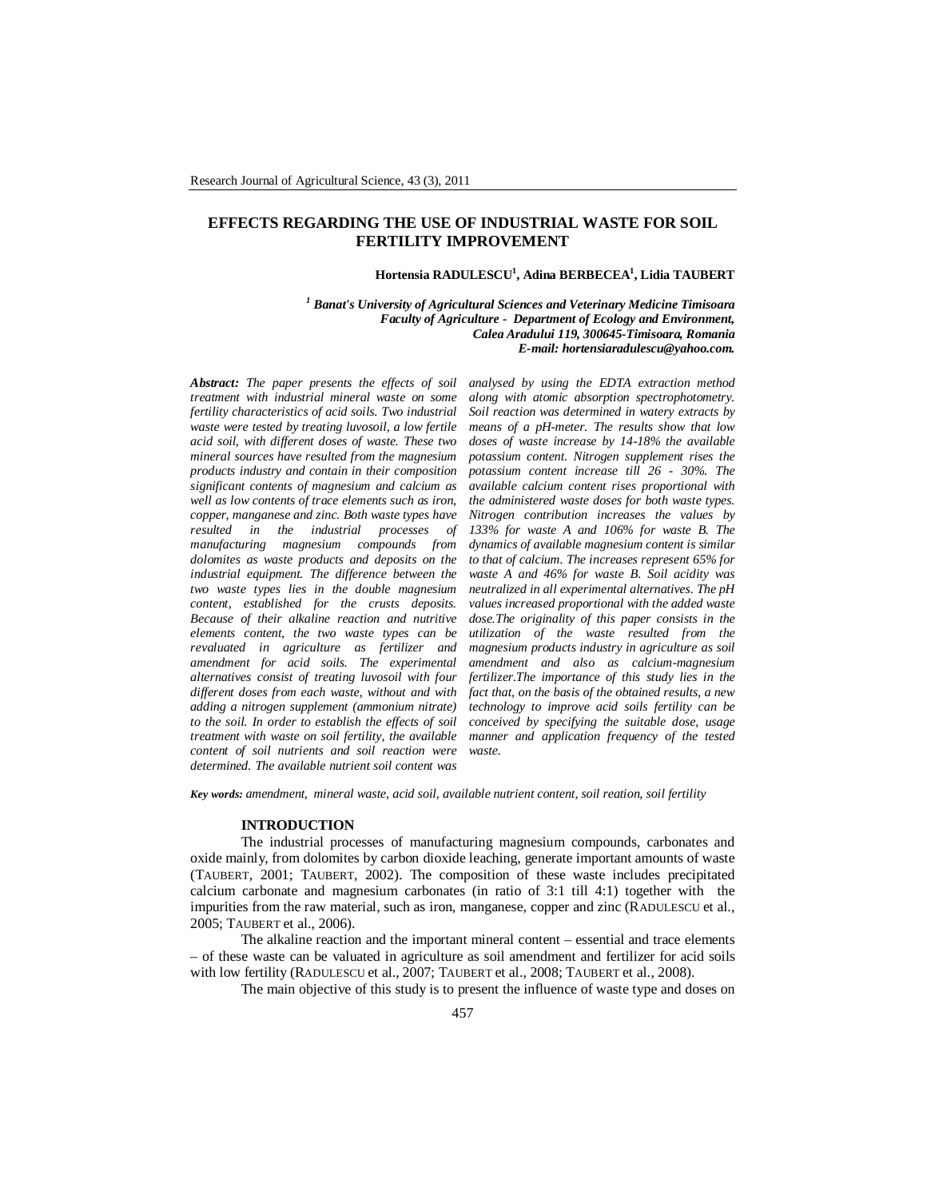# EFFECTS REGARDING THE USE OF INDUSTRIAL WASTE FOR SOIL FERTILITY IMPROVEMENT

**Hortensia RADULESCU[1], Adina BERBECEA[1], Lidia TAUBERT**

*[1] Banat's University of Agricultural Sciences and Veterinary Medicine Timisoara*
*Faculty of Agriculture - Department of Ecology and Environment,*
*Calea Aradului 119, 300645-Timisoara, Romania*
*E-mail: hortensiaradulescu@yahoo.com.*

***Abstract:*** *The paper presents the effects of soil treatment with industrial mineral waste on some fertility characteristics of acid soils. Two industrial waste were tested by treating luvosoil, a low fertile acid soil, with different doses of waste. These two mineral sources have resulted from the magnesium products industry and contain in their composition significant contents of magnesium and calcium as well as low contents of trace elements such as iron, copper, manganese and zinc. Both waste types have resulted in the industrial processes of manufacturing magnesium compounds from dolomites as waste products and deposits on the industrial equipment. The difference between the two waste types lies in the double magnesium content, established for the crusts deposits. Because of their alkaline reaction and nutritive elements content, the two waste types can be revaluated in agriculture as fertilizer and amendment for acid soils. The experimental alternatives consist of treating luvosoil with four different doses from each waste, without and with adding a nitrogen supplement (ammonium nitrate) to the soil. In order to establish the effects of soil treatment with waste on soil fertility, the available content of soil nutrients and soil reaction were determined. The available nutrient soil content was analysed by using the EDTA extraction method along with atomic absorption spectrophotometry. Soil reaction was determined in watery extracts by means of a pH-meter. The results show that low doses of waste increase by 14-18% the available potassium content. Nitrogen supplement rises the potassium content increase till 26 - 30%. The available calcium content rises proportional with the administered waste doses for both waste types. Nitrogen contribution increases the values by 133% for waste A and 106% for waste B. The dynamics of available magnesium content is similar to that of calcium. The increases represent 65% for waste A and 46% for waste B. Soil acidity was neutralized in all experimental alternatives. The pH values increased proportional with the added waste dose.The originality of this paper consists in the utilization of the waste resulted from the magnesium products industry in agriculture as soil amendment and also as calcium-magnesium fertilizer.The importance of this study lies in the fact that, on the basis of the obtained results, a new technology to improve acid soils fertility can be conceived by specifying the suitable dose, usage manner and application frequency of the tested waste.*

***Key words:*** *amendment, mineral waste, acid soil, available nutrient content, soil reation, soil fertility*

## INTRODUCTION

The industrial processes of manufacturing magnesium compounds, carbonates and oxide mainly, from dolomites by carbon dioxide leaching, generate important amounts of waste (TAUBERT, 2001; TAUBERT, 2002). The composition of these waste includes precipitated calcium carbonate and magnesium carbonates (in ratio of 3:1 till 4:1) together with the impurities from the raw material, such as iron, manganese, copper and zinc (RADULESCU et al., 2005; TAUBERT et al., 2006).

The alkaline reaction and the important mineral content – essential and trace elements – of these waste can be valuated in agriculture as soil amendment and fertilizer for acid soils with low fertility (RADULESCU et al., 2007; TAUBERT et al., 2008; TAUBERT et al., 2008).

The main objective of this study is to present the influence of waste type and doses on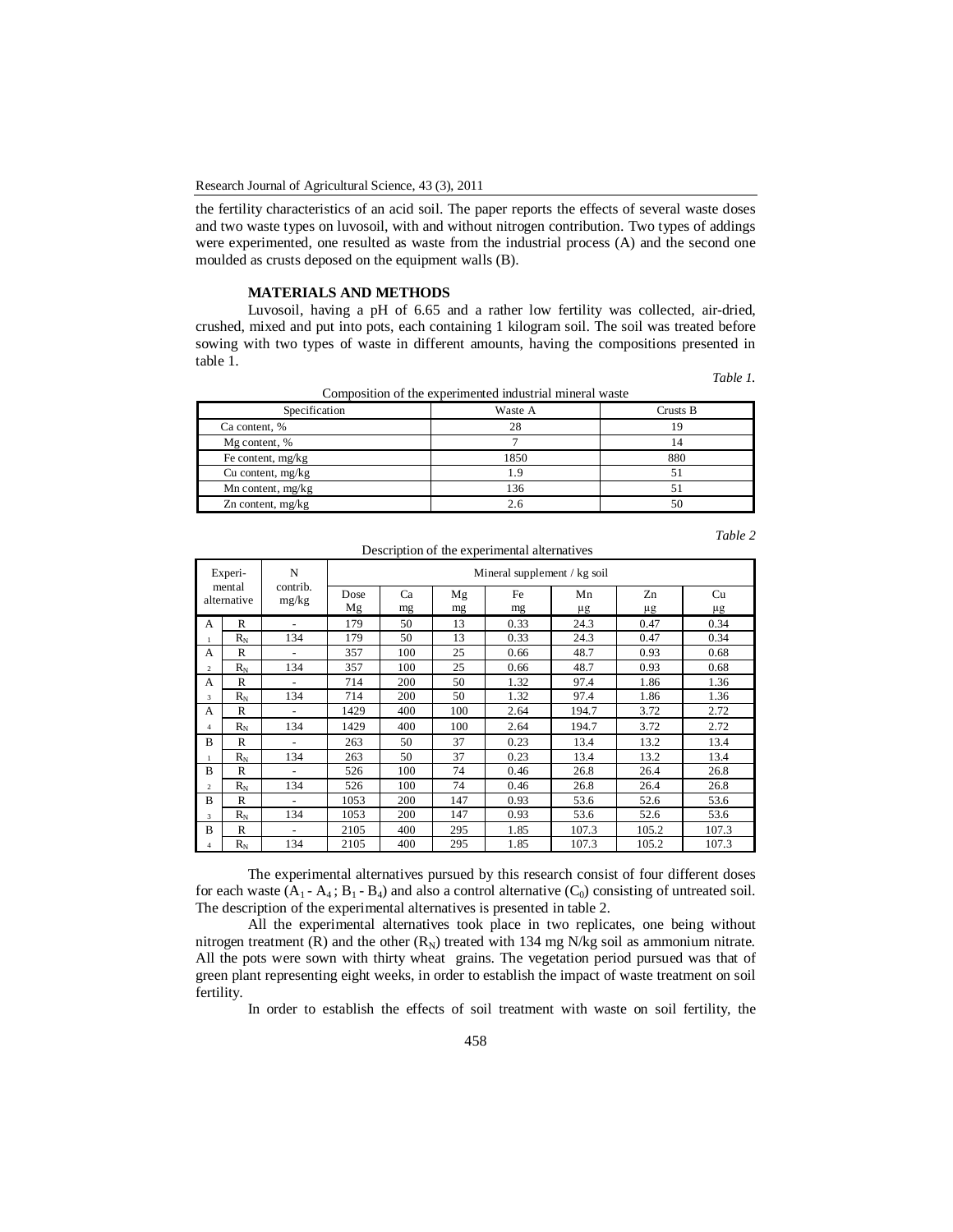the fertility characteristics of an acid soil. The paper reports the effects of several waste doses and two waste types on luvosoil, with and without nitrogen contribution. Two types of addings were experimented, one resulted as waste from the industrial process (A) and the second one moulded as crusts deposed on the equipment walls (B).

## MATERIALS AND METHODS

Luvosoil, having a pH of 6.65 and a rather low fertility was collected, air-dried, crushed, mixed and put into pots, each containing 1 kilogram soil. The soil was treated before sowing with two types of waste in different amounts, having the compositions presented in table 1.

*Table 1.*

Composition of the experimented industrial mineral waste

| Specification | Waste A | Crusts B |
|---|---|---|
| Ca content, % | 28 | 19 |
| Mg content, % | 7 | 14 |
| Fe content, mg/kg | 1850 | 880 |
| Cu content, mg/kg | 1.9 | 51 |
| Mn content, mg/kg | 136 | 51 |
| Zn content, mg/kg | 2.6 | 50 |

*Table 2*

Description of the experimental alternatives

| Experimental alternative | | N contrib. mg/kg | Mineral supplement / kg soil | | | | | | |
|---|---|---|---|---|---|---|---|---|---|
| | | | Dose Mg | Ca mg | Mg mg | Fe mg | Mn μg | Zn μg | Cu μg |
| A | R | - | 179 | 50 | 13 | 0.33 | 24.3 | 0.47 | 0.34 |
| 1 | $R_N$ | 134 | 179 | 50 | 13 | 0.33 | 24.3 | 0.47 | 0.34 |
| A | R | - | 357 | 100 | 25 | 0.66 | 48.7 | 0.93 | 0.68 |
| 2 | $R_N$ | 134 | 357 | 100 | 25 | 0.66 | 48.7 | 0.93 | 0.68 |
| A | R | - | 714 | 200 | 50 | 1.32 | 97.4 | 1.86 | 1.36 |
| 3 | $R_N$ | 134 | 714 | 200 | 50 | 1.32 | 97.4 | 1.86 | 1.36 |
| A | R | - | 1429 | 400 | 100 | 2.64 | 194.7 | 3.72 | 2.72 |
| 4 | $R_N$ | 134 | 1429 | 400 | 100 | 2.64 | 194.7 | 3.72 | 2.72 |
| B | R | - | 263 | 50 | 37 | 0.23 | 13.4 | 13.2 | 13.4 |
| 1 | $R_N$ | 134 | 263 | 50 | 37 | 0.23 | 13.4 | 13.2 | 13.4 |
| B | R | - | 526 | 100 | 74 | 0.46 | 26.8 | 26.4 | 26.8 |
| 2 | $R_N$ | 134 | 526 | 100 | 74 | 0.46 | 26.8 | 26.4 | 26.8 |
| B | R | - | 1053 | 200 | 147 | 0.93 | 53.6 | 52.6 | 53.6 |
| 3 | $R_N$ | 134 | 1053 | 200 | 147 | 0.93 | 53.6 | 52.6 | 53.6 |
| B | R | - | 2105 | 400 | 295 | 1.85 | 107.3 | 105.2 | 107.3 |
| 4 | $R_N$ | 134 | 2105 | 400 | 295 | 1.85 | 107.3 | 105.2 | 107.3 |

The experimental alternatives pursued by this research consist of four different doses for each waste ($A_1$ - $A_4$ ; $B_1$ - $B_4$) and also a control alternative ($C_0$) consisting of untreated soil. The description of the experimental alternatives is presented in table 2.

All the experimental alternatives took place in two replicates, one being without nitrogen treatment (R) and the other ($R_N$) treated with 134 mg N/kg soil as ammonium nitrate. All the pots were sown with thirty wheat grains. The vegetation period pursued was that of green plant representing eight weeks, in order to establish the impact of waste treatment on soil fertility.

In order to establish the effects of soil treatment with waste on soil fertility, the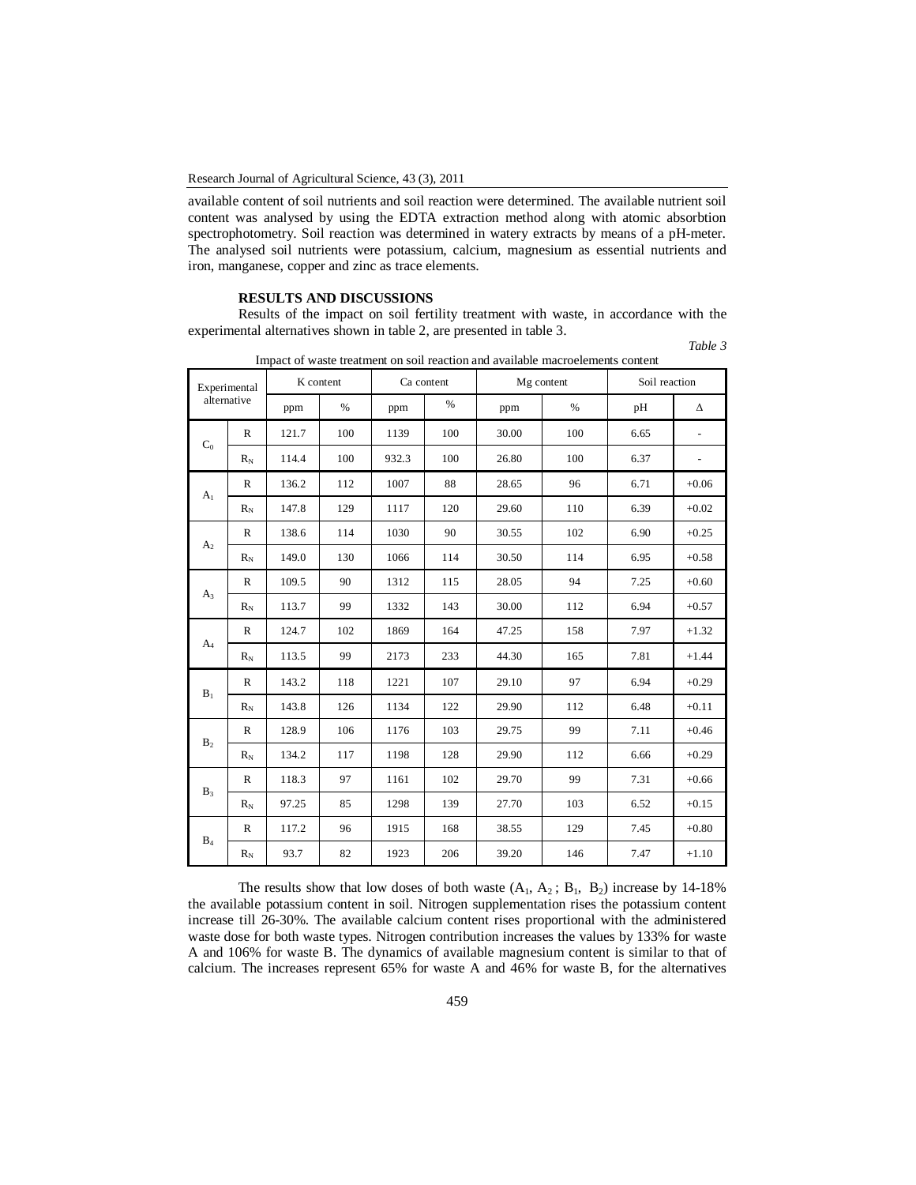available content of soil nutrients and soil reaction were determined. The available nutrient soil content was analysed by using the EDTA extraction method along with atomic absorbtion spectrophotometry. Soil reaction was determined in watery extracts by means of a pH-meter. The analysed soil nutrients were potassium, calcium, magnesium as essential nutrients and iron, manganese, copper and zinc as trace elements.

## RESULTS AND DISCUSSIONS

Results of the impact on soil fertility treatment with waste, in accordance with the experimental alternatives shown in table 2, are presented in table 3.

*Table 3*

Impact of waste treatment on soil reaction and available macroelements content

| Experimental alternative | | K content | | Ca content | | Mg content | | Soil reaction | |
|---|---|---|---|---|---|---|---|---|---|
| | | ppm | % | ppm | % | ppm | % | pH | Δ |
| $C_0$ | R | 121.7 | 100 | 1139 | 100 | 30.00 | 100 | 6.65 | - |
| | $R_N$ | 114.4 | 100 | 932.3 | 100 | 26.80 | 100 | 6.37 | - |
| $A_1$ | R | 136.2 | 112 | 1007 | 88 | 28.65 | 96 | 6.71 | +0.06 |
| | $R_N$ | 147.8 | 129 | 1117 | 120 | 29.60 | 110 | 6.39 | +0.02 |
| $A_2$ | R | 138.6 | 114 | 1030 | 90 | 30.55 | 102 | 6.90 | +0.25 |
| | $R_N$ | 149.0 | 130 | 1066 | 114 | 30.50 | 114 | 6.95 | +0.58 |
| $A_3$ | R | 109.5 | 90 | 1312 | 115 | 28.05 | 94 | 7.25 | +0.60 |
| | $R_N$ | 113.7 | 99 | 1332 | 143 | 30.00 | 112 | 6.94 | +0.57 |
| $A_4$ | R | 124.7 | 102 | 1869 | 164 | 47.25 | 158 | 7.97 | +1.32 |
| | $R_N$ | 113.5 | 99 | 2173 | 233 | 44.30 | 165 | 7.81 | +1.44 |
| $B_1$ | R | 143.2 | 118 | 1221 | 107 | 29.10 | 97 | 6.94 | +0.29 |
| | $R_N$ | 143.8 | 126 | 1134 | 122 | 29.90 | 112 | 6.48 | +0.11 |
| $B_2$ | R | 128.9 | 106 | 1176 | 103 | 29.75 | 99 | 7.11 | +0.46 |
| | $R_N$ | 134.2 | 117 | 1198 | 128 | 29.90 | 112 | 6.66 | +0.29 |
| $B_3$ | R | 118.3 | 97 | 1161 | 102 | 29.70 | 99 | 7.31 | +0.66 |
| | $R_N$ | 97.25 | 85 | 1298 | 139 | 27.70 | 103 | 6.52 | +0.15 |
| $B_4$ | R | 117.2 | 96 | 1915 | 168 | 38.55 | 129 | 7.45 | +0.80 |
| | $R_N$ | 93.7 | 82 | 1923 | 206 | 39.20 | 146 | 7.47 | +1.10 |

The results show that low doses of both waste ($A_1$, $A_2$ ; $B_1$, $B_2$) increase by 14-18% the available potassium content in soil. Nitrogen supplementation rises the potassium content increase till 26-30%. The available calcium content rises proportional with the administered waste dose for both waste types. Nitrogen contribution increases the values by 133% for waste A and 106% for waste B. The dynamics of available magnesium content is similar to that of calcium. The increases represent 65% for waste A and 46% for waste B, for the alternatives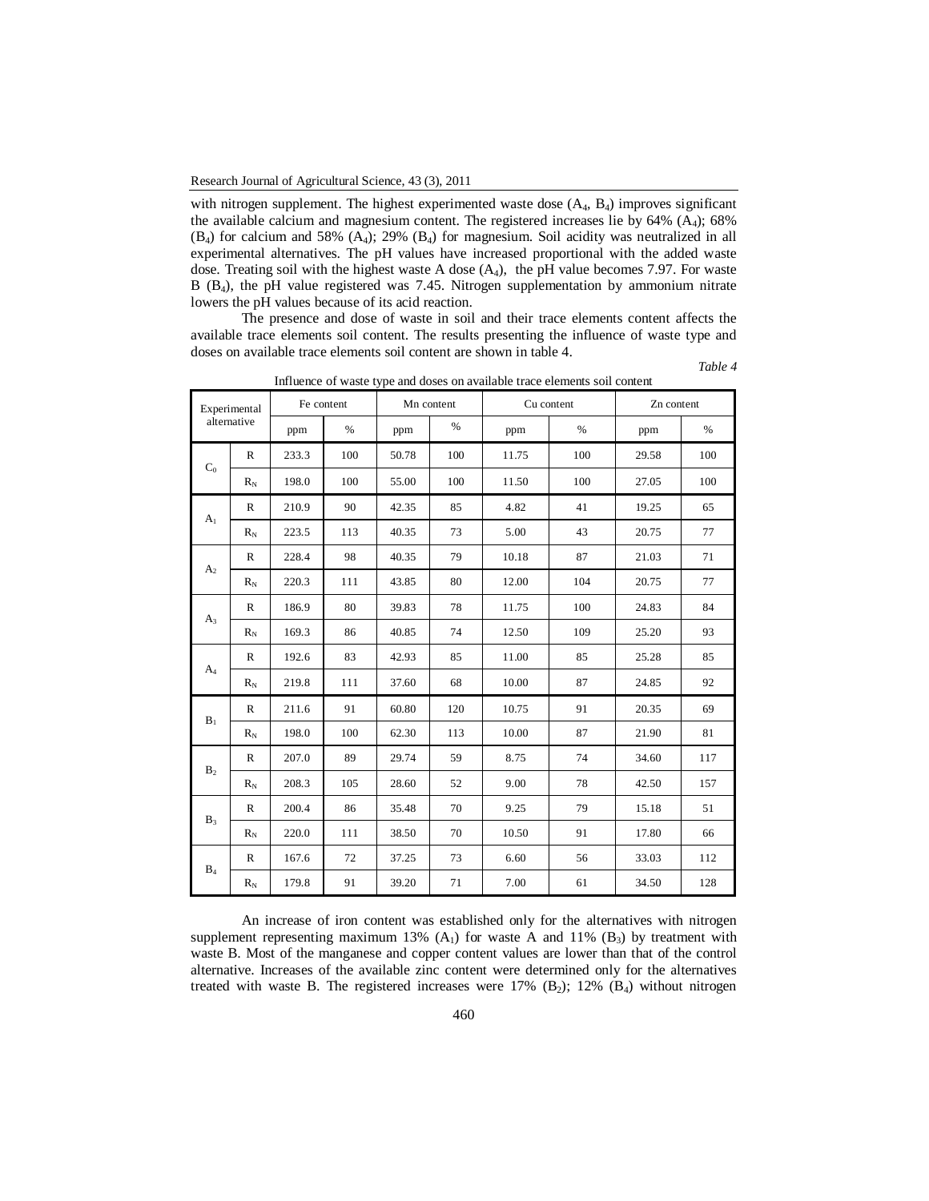with nitrogen supplement. The highest experimented waste dose ($A_4$, $B_4$) improves significant the available calcium and magnesium content. The registered increases lie by 64% ($A_4$); 68% ($B_4$) for calcium and 58% ($A_4$); 29% ($B_4$) for magnesium. Soil acidity was neutralized in all experimental alternatives. The pH values have increased proportional with the added waste dose. Treating soil with the highest waste A dose ($A_4$), the pH value becomes 7.97. For waste B ($B_4$), the pH value registered was 7.45. Nitrogen supplementation by ammonium nitrate lowers the pH values because of its acid reaction.

The presence and dose of waste in soil and their trace elements content affects the available trace elements soil content. The results presenting the influence of waste type and doses on available trace elements soil content are shown in table 4.

*Table 4*

Influence of waste type and doses on available trace elements soil content

| Experimental alternative | | Fe content | | Mn content | | Cu content | | Zn content | |
|---|---|---|---|---|---|---|---|---|---|
| | | ppm | % | ppm | % | ppm | % | ppm | % |
| $C_0$ | R | 233.3 | 100 | 50.78 | 100 | 11.75 | 100 | 29.58 | 100 |
| | $R_N$ | 198.0 | 100 | 55.00 | 100 | 11.50 | 100 | 27.05 | 100 |
| $A_1$ | R | 210.9 | 90 | 42.35 | 85 | 4.82 | 41 | 19.25 | 65 |
| | $R_N$ | 223.5 | 113 | 40.35 | 73 | 5.00 | 43 | 20.75 | 77 |
| $A_2$ | R | 228.4 | 98 | 40.35 | 79 | 10.18 | 87 | 21.03 | 71 |
| | $R_N$ | 220.3 | 111 | 43.85 | 80 | 12.00 | 104 | 20.75 | 77 |
| $A_3$ | R | 186.9 | 80 | 39.83 | 78 | 11.75 | 100 | 24.83 | 84 |
| | $R_N$ | 169.3 | 86 | 40.85 | 74 | 12.50 | 109 | 25.20 | 93 |
| $A_4$ | R | 192.6 | 83 | 42.93 | 85 | 11.00 | 85 | 25.28 | 85 |
| | $R_N$ | 219.8 | 111 | 37.60 | 68 | 10.00 | 87 | 24.85 | 92 |
| $B_1$ | R | 211.6 | 91 | 60.80 | 120 | 10.75 | 91 | 20.35 | 69 |
| | $R_N$ | 198.0 | 100 | 62.30 | 113 | 10.00 | 87 | 21.90 | 81 |
| $B_2$ | R | 207.0 | 89 | 29.74 | 59 | 8.75 | 74 | 34.60 | 117 |
| | $R_N$ | 208.3 | 105 | 28.60 | 52 | 9.00 | 78 | 42.50 | 157 |
| $B_3$ | R | 200.4 | 86 | 35.48 | 70 | 9.25 | 79 | 15.18 | 51 |
| | $R_N$ | 220.0 | 111 | 38.50 | 70 | 10.50 | 91 | 17.80 | 66 |
| $B_4$ | R | 167.6 | 72 | 37.25 | 73 | 6.60 | 56 | 33.03 | 112 |
| | $R_N$ | 179.8 | 91 | 39.20 | 71 | 7.00 | 61 | 34.50 | 128 |

An increase of iron content was established only for the alternatives with nitrogen supplement representing maximum 13% ($A_1$) for waste A and 11% ($B_3$) by treatment with waste B. Most of the manganese and copper content values are lower than that of the control alternative. Increases of the available zinc content were determined only for the alternatives treated with waste B. The registered increases were 17% ($B_2$); 12% ($B_4$) without nitrogen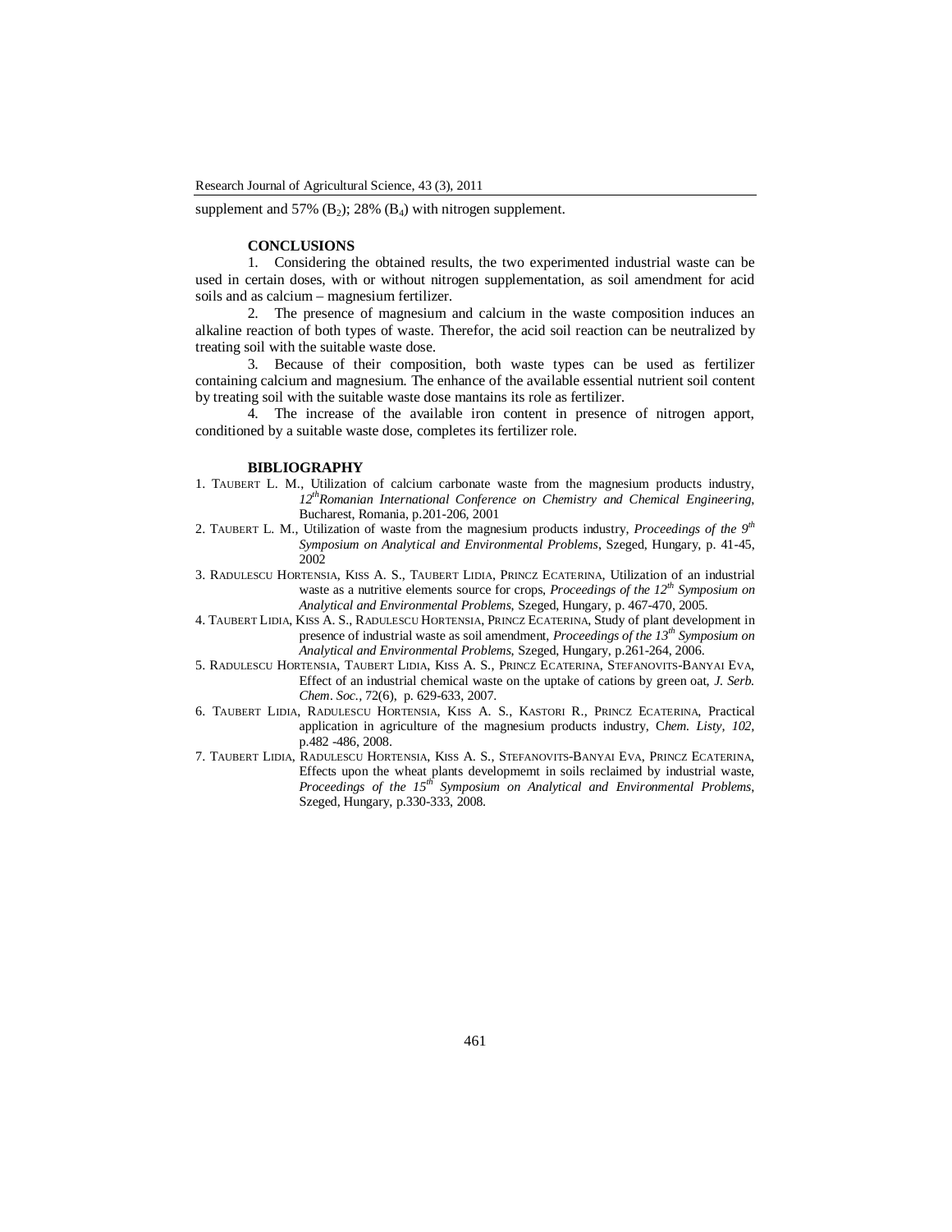supplement and 57% ($B_2$); 28% ($B_4$) with nitrogen supplement.

## CONCLUSIONS

1. Considering the obtained results, the two experimented industrial waste can be used in certain doses, with or without nitrogen supplementation, as soil amendment for acid soils and as calcium – magnesium fertilizer.

2. The presence of magnesium and calcium in the waste composition induces an alkaline reaction of both types of waste. Therefor, the acid soil reaction can be neutralized by treating soil with the suitable waste dose.

3. Because of their composition, both waste types can be used as fertilizer containing calcium and magnesium. The enhance of the available essential nutrient soil content by treating soil with the suitable waste dose mantains its role as fertilizer.

4. The increase of the available iron content in presence of nitrogen apport, conditioned by a suitable waste dose, completes its fertilizer role.

## BIBLIOGRAPHY

1. TAUBERT L. M., Utilization of calcium carbonate waste from the magnesium products industry, *12th Romanian International Conference on Chemistry and Chemical Engineering*, Bucharest, Romania, p.201-206, 2001
2. TAUBERT L. M., Utilization of waste from the magnesium products industry, *Proceedings of the 9th Symposium on Analytical and Environmental Problems*, Szeged, Hungary, p. 41-45, 2002
3. RADULESCU HORTENSIA, KISS A. S., TAUBERT LIDIA, PRINCZ ECATERINA, Utilization of an industrial waste as a nutritive elements source for crops, *Proceedings of the 12th Symposium on Analytical and Environmental Problems*, Szeged, Hungary, p. 467-470, 2005.
4. TAUBERT LIDIA, KISS A. S., RADULESCU HORTENSIA, PRINCZ ECATERINA, Study of plant development in presence of industrial waste as soil amendment, *Proceedings of the 13th Symposium on Analytical and Environmental Problems*, Szeged, Hungary, p.261-264, 2006.
5. RADULESCU HORTENSIA, TAUBERT LIDIA, KISS A. S., PRINCZ ECATERINA, STEFANOVITS-BANYAI EVA, Effect of an industrial chemical waste on the uptake of cations by green oat, *J. Serb. Chem. Soc.*, 72(6), p. 629-633, 2007.
6. TAUBERT LIDIA, RADULESCU HORTENSIA, KISS A. S., KASTORI R., PRINCZ ECATERINA, Practical application in agriculture of the magnesium products industry, *Chem. Listy, 102*, p.482 -486, 2008.
7. TAUBERT LIDIA, RADULESCU HORTENSIA, KISS A. S., STEFANOVITS-BANYAI EVA, PRINCZ ECATERINA, Effects upon the wheat plants developmemt in soils reclaimed by industrial waste, *Proceedings of the 15th Symposium on Analytical and Environmental Problems*, Szeged, Hungary, p.330-333, 2008.